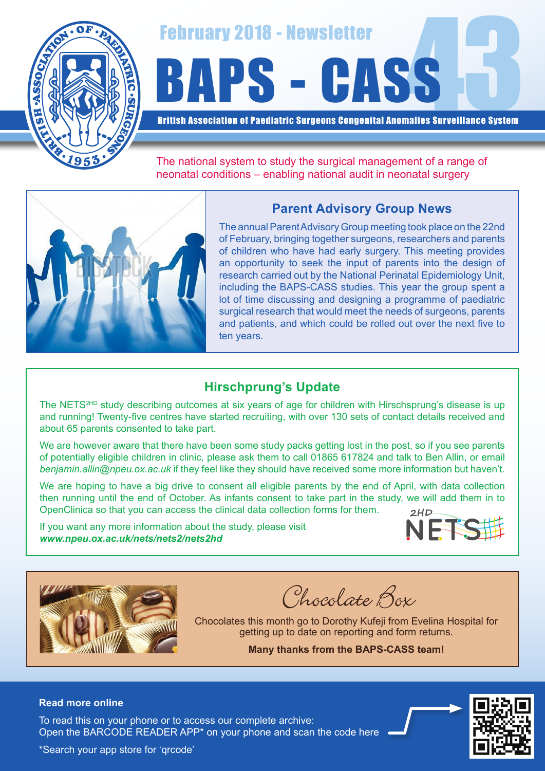February 2018 - Newsletter

# BAPS - CASS 43

**British Association of Paediatric Surgeons Congenital Anomalies Surveillance System**

The national system to study the surgical management of a range of neonatal conditions – enabling national audit in neonatal surgery

## Parent Advisory Group News

The annual Parent Advisory Group meeting took place on the 22nd of February, bringing together surgeons, researchers and parents of children who have had early surgery. This meeting provides an opportunity to seek the input of parents into the design of research carried out by the National Perinatal Epidemiology Unit, including the BAPS-CASS studies. This year the group spent a lot of time discussing and designing a programme of paediatric surgical research that would meet the needs of surgeons, parents and patients, and which could be rolled out over the next five to ten years.

## Hirschprung's Update

The NETS2HD study describing outcomes at six years of age for children with Hirschsprung's disease is up and running! Twenty-five centres have started recruiting, with over 130 sets of contact details received and about 65 parents consented to take part.

We are however aware that there have been some study packs getting lost in the post, so if you see parents of potentially eligible children in clinic, please ask them to call 01865 617824 and talk to Ben Allin, or email *benjamin.allin@npeu.ox.ac.uk* if they feel like they should have received some more information but haven't.

We are hoping to have a big drive to consent all eligible parents by the end of April, with data collection then running until the end of October. As infants consent to take part in the study, we will add them in to OpenClinica so that you can access the clinical data collection forms for them.

If you want any more information about the study, please visit ***www.npeu.ox.ac.uk/nets/nets2/nets2hd***

## Chocolate Box

Chocolates this month go to Dorothy Kufeji from Evelina Hospital for getting up to date on reporting and form returns.

**Many thanks from the BAPS-CASS team!**

**Read more online**

To read this on your phone or to access our complete archive:
Open the BARCODE READER APP* on your phone and scan the code here

*Search your app store for 'qrcode'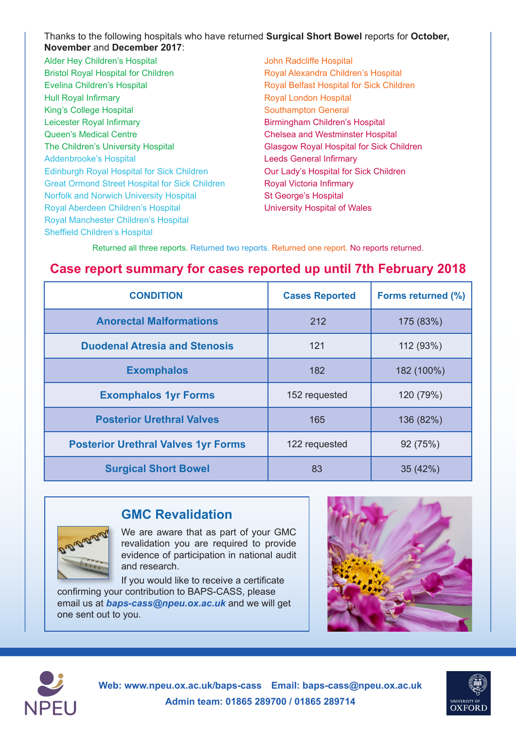Thanks to the following hospitals who have returned **Surgical Short Bowel** reports for **October, November** and **December 2017**:

- Alder Hey Children's Hospital
- Bristol Royal Hospital for Children
- Evelina Children's Hospital
- Hull Royal Infirmary
- King's College Hospital
- Leicester Royal Infirmary
- Queen's Medical Centre
- The Children's University Hospital
- Addenbrooke's Hospital
- Edinburgh Royal Hospital for Sick Children
- Great Ormond Street Hospital for Sick Children
- Norfolk and Norwich University Hospital
- Royal Aberdeen Children's Hospital
- Royal Manchester Children's Hospital
- Sheffield Children's Hospital
- John Radcliffe Hospital
- Royal Alexandra Children's Hospital
- Royal Belfast Hospital for Sick Children
- Royal London Hospital
- Southampton General
- Birmingham Children's Hospital
- Chelsea and Westminster Hospital
- Glasgow Royal Hospital for Sick Children
- Leeds General Infirmary
- Our Lady's Hospital for Sick Children
- Royal Victoria Infirmary
- St George's Hospital
- University Hospital of Wales

Returned all three reports. Returned two reports. Returned one report. No reports returned.

## Case report summary for cases reported up until 7th February 2018

| CONDITION | Cases Reported | Forms returned (%) |
|---|---|---|
| Anorectal Malformations | 212 | 175 (83%) |
| Duodenal Atresia and Stenosis | 121 | 112 (93%) |
| Exomphalos | 182 | 182 (100%) |
| Exomphalos 1yr Forms | 152 requested | 120 (79%) |
| Posterior Urethral Valves | 165 | 136 (82%) |
| Posterior Urethral Valves 1yr Forms | 122 requested | 92 (75%) |
| Surgical Short Bowel | 83 | 35 (42%) |

## GMC Revalidation

We are aware that as part of your GMC revalidation you are required to provide evidence of participation in national audit and research.

If you would like to receive a certificate confirming your contribution to BAPS-CASS, please email us at ***baps-cass@npeu.ox.ac.uk*** and we will get one sent out to you.

**Web: www.npeu.ox.ac.uk/baps-cass Email: baps-cass@npeu.ox.ac.uk**
**Admin team: 01865 289700 / 01865 289714**